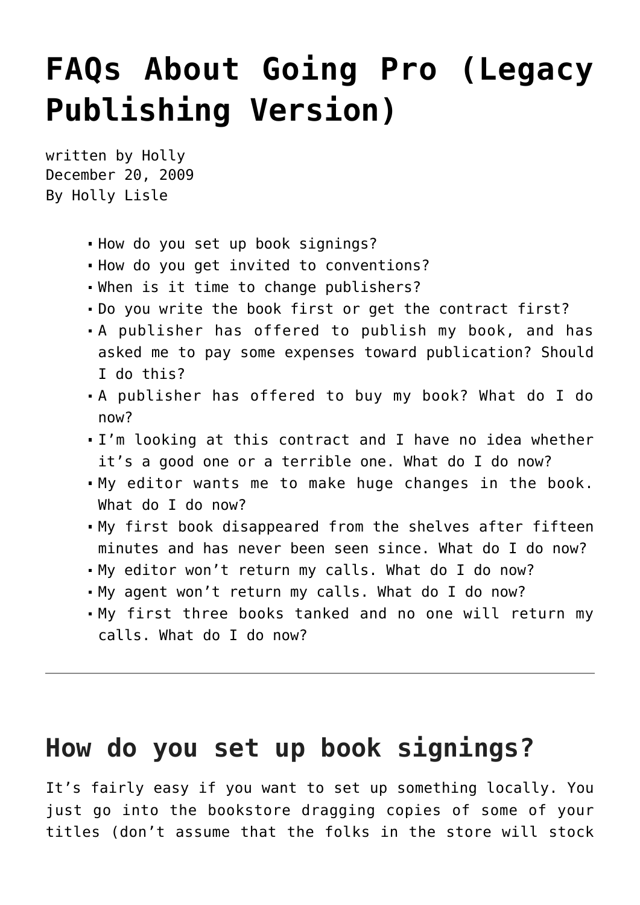# FAQs About Going Pro (Legacy Publishing Version)

written by Holly
December 20, 2009
By Holly Lisle

- How do you set up book signings?
- How do you get invited to conventions?
- When is it time to change publishers?
- Do you write the book first or get the contract first?
- A publisher has offered to publish my book, and has asked me to pay some expenses toward publication? Should I do this?
- A publisher has offered to buy my book? What do I do now?
- I'm looking at this contract and I have no idea whether it's a good one or a terrible one. What do I do now?
- My editor wants me to make huge changes in the book. What do I do now?
- My first book disappeared from the shelves after fifteen minutes and has never been seen since. What do I do now?
- My editor won't return my calls. What do I do now?
- My agent won't return my calls. What do I do now?
- My first three books tanked and no one will return my calls. What do I do now?

---

## How do you set up book signings?

It's fairly easy if you want to set up something locally. You just go into the bookstore dragging copies of some of your titles (don't assume that the folks in the store will stock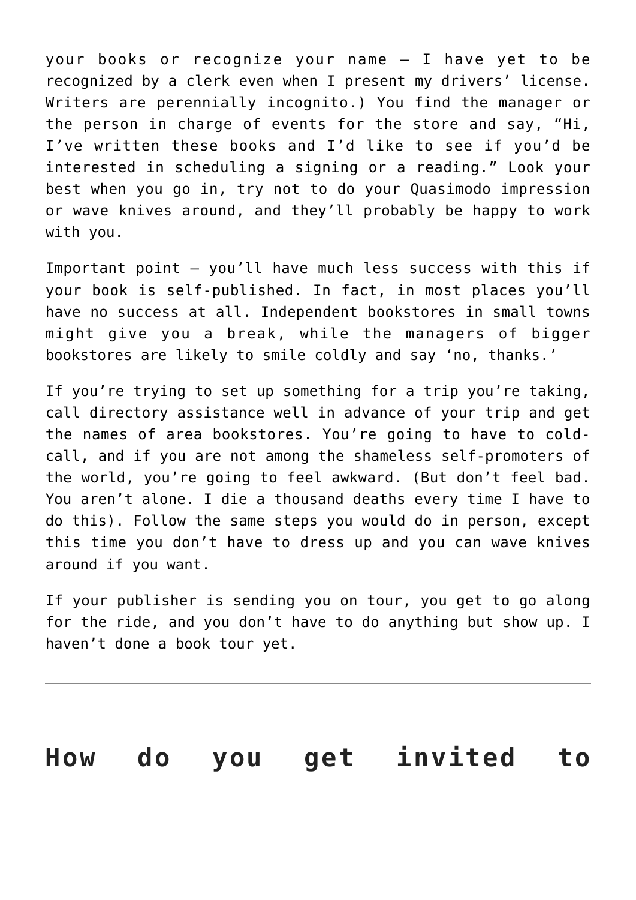your books or recognize your name – I have yet to be recognized by a clerk even when I present my drivers' license. Writers are perennially incognito.) You find the manager or the person in charge of events for the store and say, "Hi, I've written these books and I'd like to see if you'd be interested in scheduling a signing or a reading." Look your best when you go in, try not to do your Quasimodo impression or wave knives around, and they'll probably be happy to work with you.

Important point – you'll have much less success with this if your book is self-published. In fact, in most places you'll have no success at all. Independent bookstores in small towns might give you a break, while the managers of bigger bookstores are likely to smile coldly and say 'no, thanks.'

If you're trying to set up something for a trip you're taking, call directory assistance well in advance of your trip and get the names of area bookstores. You're going to have to cold-call, and if you are not among the shameless self-promoters of the world, you're going to feel awkward. (But don't feel bad. You aren't alone. I die a thousand deaths every time I have to do this). Follow the same steps you would do in person, except this time you don't have to dress up and you can wave knives around if you want.

If your publisher is sending you on tour, you get to go along for the ride, and you don't have to do anything but show up. I haven't done a book tour yet.

---

## How do you get invited to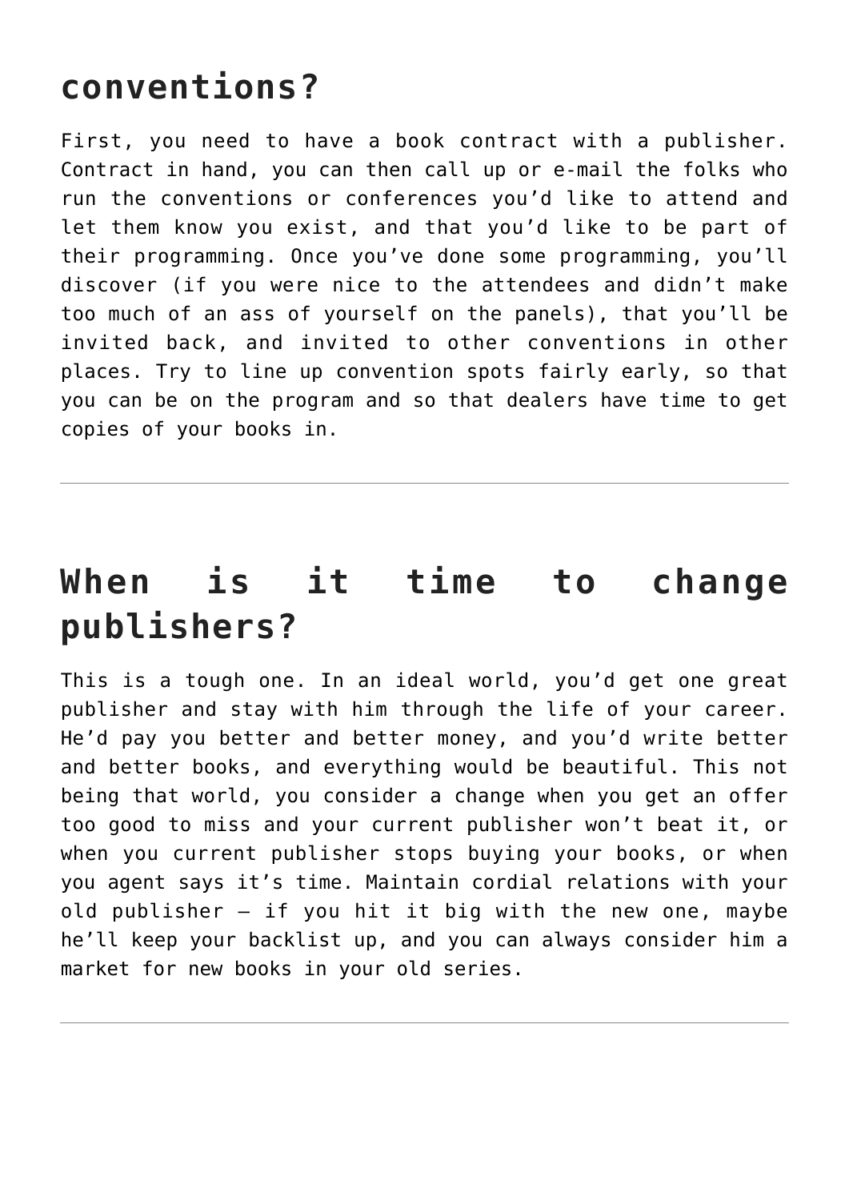## conventions?

First, you need to have a book contract with a publisher. Contract in hand, you can then call up or e-mail the folks who run the conventions or conferences you'd like to attend and let them know you exist, and that you'd like to be part of their programming. Once you've done some programming, you'll discover (if you were nice to the attendees and didn't make too much of an ass of yourself on the panels), that you'll be invited back, and invited to other conventions in other places. Try to line up convention spots fairly early, so that you can be on the program and so that dealers have time to get copies of your books in.

---

## When is it time to change publishers?

This is a tough one. In an ideal world, you'd get one great publisher and stay with him through the life of your career. He'd pay you better and better money, and you'd write better and better books, and everything would be beautiful. This not being that world, you consider a change when you get an offer too good to miss and your current publisher won't beat it, or when you current publisher stops buying your books, or when you agent says it's time. Maintain cordial relations with your old publisher – if you hit it big with the new one, maybe he'll keep your backlist up, and you can always consider him a market for new books in your old series.

---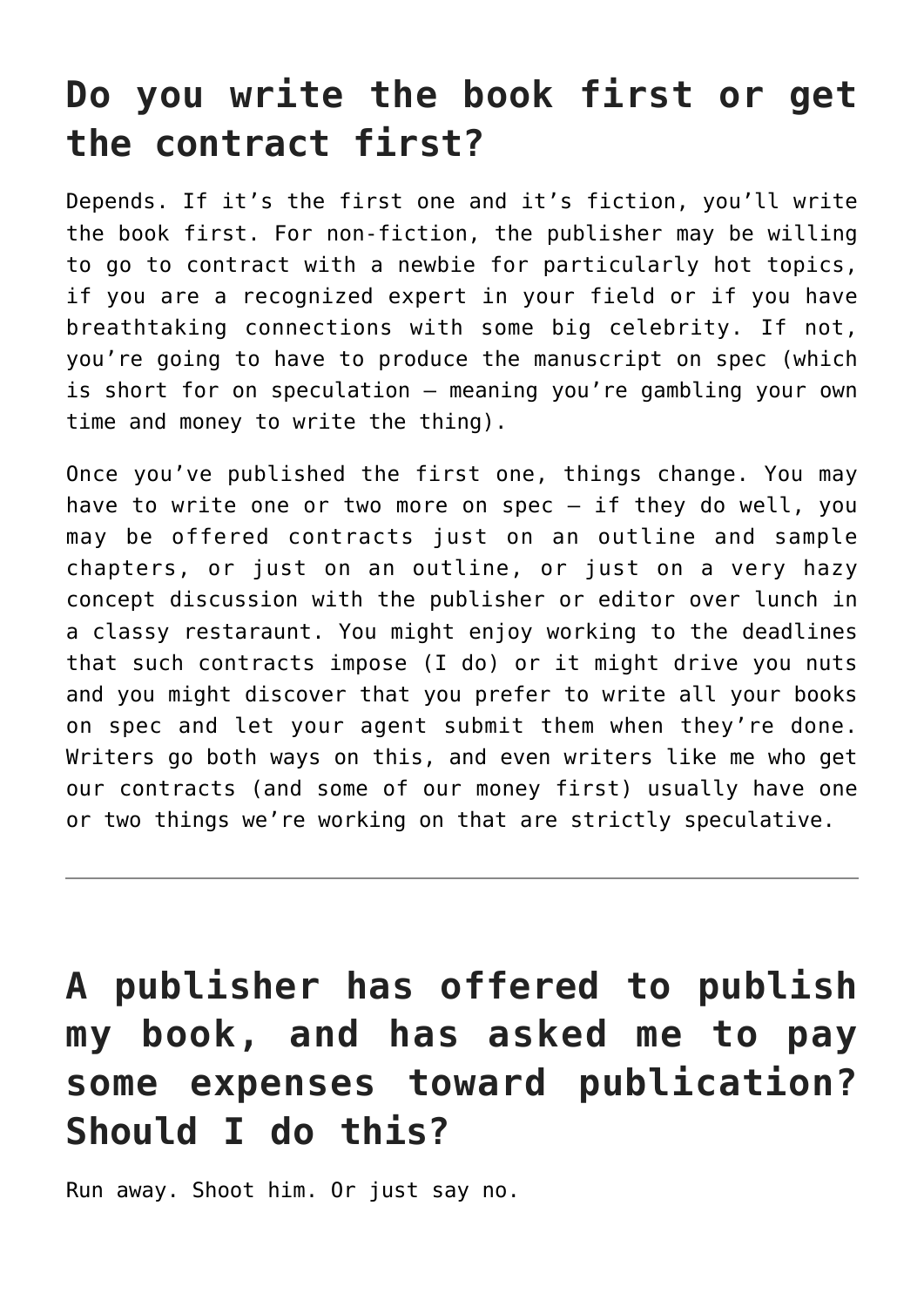## Do you write the book first or get the contract first?

Depends. If it's the first one and it's fiction, you'll write the book first. For non-fiction, the publisher may be willing to go to contract with a newbie for particularly hot topics, if you are a recognized expert in your field or if you have breathtaking connections with some big celebrity. If not, you're going to have to produce the manuscript on spec (which is short for on speculation — meaning you're gambling your own time and money to write the thing).

Once you've published the first one, things change. You may have to write one or two more on spec — if they do well, you may be offered contracts just on an outline and sample chapters, or just on an outline, or just on a very hazy concept discussion with the publisher or editor over lunch in a classy restaraunt. You might enjoy working to the deadlines that such contracts impose (I do) or it might drive you nuts and you might discover that you prefer to write all your books on spec and let your agent submit them when they're done. Writers go both ways on this, and even writers like me who get our contracts (and some of our money first) usually have one or two things we're working on that are strictly speculative.

---

## A publisher has offered to publish my book, and has asked me to pay some expenses toward publication? Should I do this?

Run away. Shoot him. Or just say no.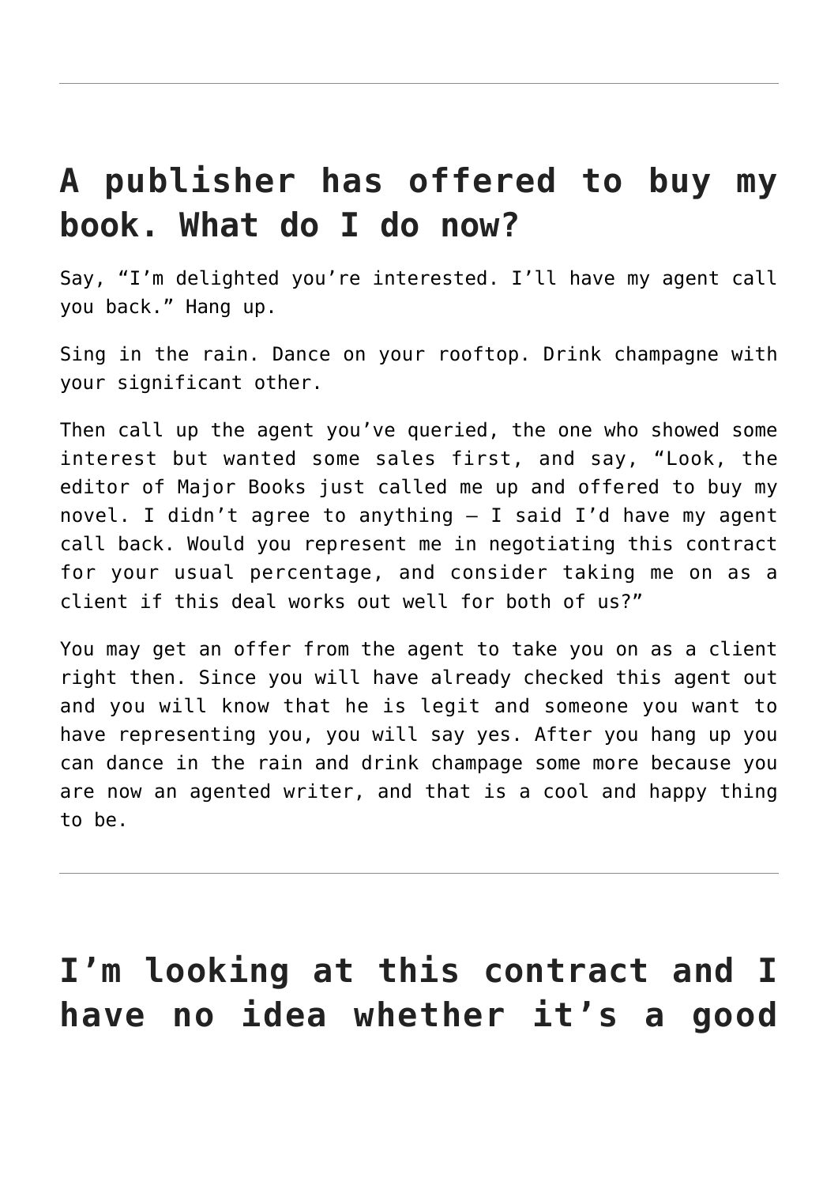---

## A publisher has offered to buy my book. What do I do now?

Say, "I'm delighted you're interested. I'll have my agent call you back." Hang up.

Sing in the rain. Dance on your rooftop. Drink champagne with your significant other.

Then call up the agent you've queried, the one who showed some interest but wanted some sales first, and say, "Look, the editor of Major Books just called me up and offered to buy my novel. I didn't agree to anything — I said I'd have my agent call back. Would you represent me in negotiating this contract for your usual percentage, and consider taking me on as a client if this deal works out well for both of us?"

You may get an offer from the agent to take you on as a client right then. Since you will have already checked this agent out and you will know that he is legit and someone you want to have representing you, you will say yes. After you hang up you can dance in the rain and drink champage some more because you are now an agented writer, and that is a cool and happy thing to be.

---

## I'm looking at this contract and I have no idea whether it's a good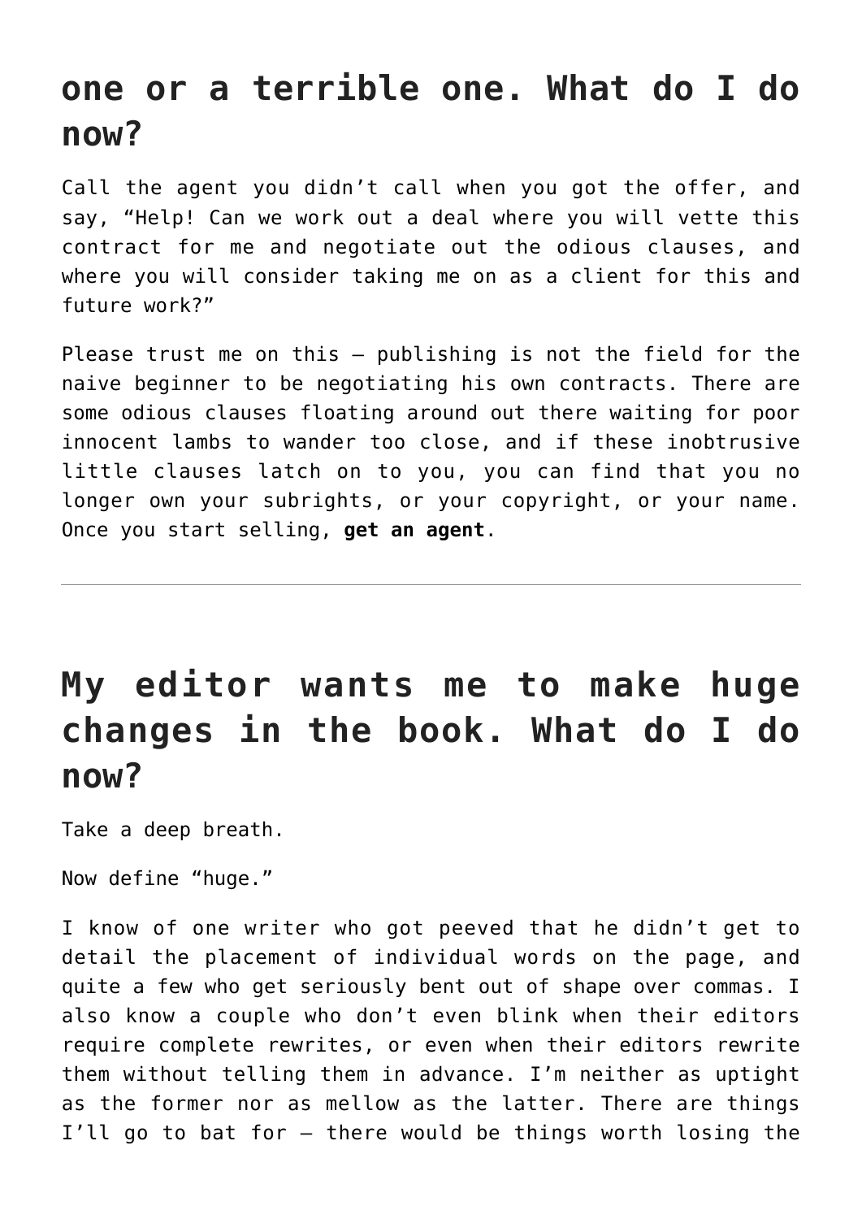## one or a terrible one. What do I do now?

Call the agent you didn't call when you got the offer, and say, "Help! Can we work out a deal where you will vette this contract for me and negotiate out the odious clauses, and where you will consider taking me on as a client for this and future work?"

Please trust me on this — publishing is not the field for the naive beginner to be negotiating his own contracts. There are some odious clauses floating around out there waiting for poor innocent lambs to wander too close, and if these inobtrusive little clauses latch on to you, you can find that you no longer own your subrights, or your copyright, or your name. Once you start selling, **get an agent**.

---

## My editor wants me to make huge changes in the book. What do I do now?

Take a deep breath.

Now define "huge."

I know of one writer who got peeved that he didn't get to detail the placement of individual words on the page, and quite a few who get seriously bent out of shape over commas. I also know a couple who don't even blink when their editors require complete rewrites, or even when their editors rewrite them without telling them in advance. I'm neither as uptight as the former nor as mellow as the latter. There are things I'll go to bat for — there would be things worth losing the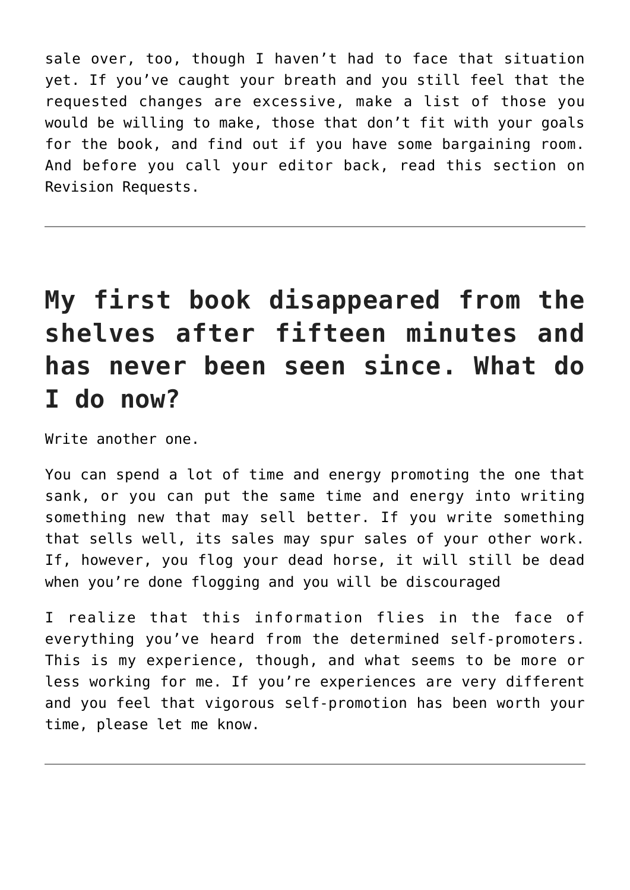sale over, too, though I haven't had to face that situation yet. If you've caught your breath and you still feel that the requested changes are excessive, make a list of those you would be willing to make, those that don't fit with your goals for the book, and find out if you have some bargaining room. And before you call your editor back, read this section on Revision Requests.

---

## My first book disappeared from the shelves after fifteen minutes and has never been seen since. What do I do now?

Write another one.

You can spend a lot of time and energy promoting the one that sank, or you can put the same time and energy into writing something new that may sell better. If you write something that sells well, its sales may spur sales of your other work. If, however, you flog your dead horse, it will still be dead when you're done flogging and you will be discouraged

I realize that this information flies in the face of everything you've heard from the determined self-promoters. This is my experience, though, and what seems to be more or less working for me. If you're experiences are very different and you feel that vigorous self-promotion has been worth your time, please let me know.

---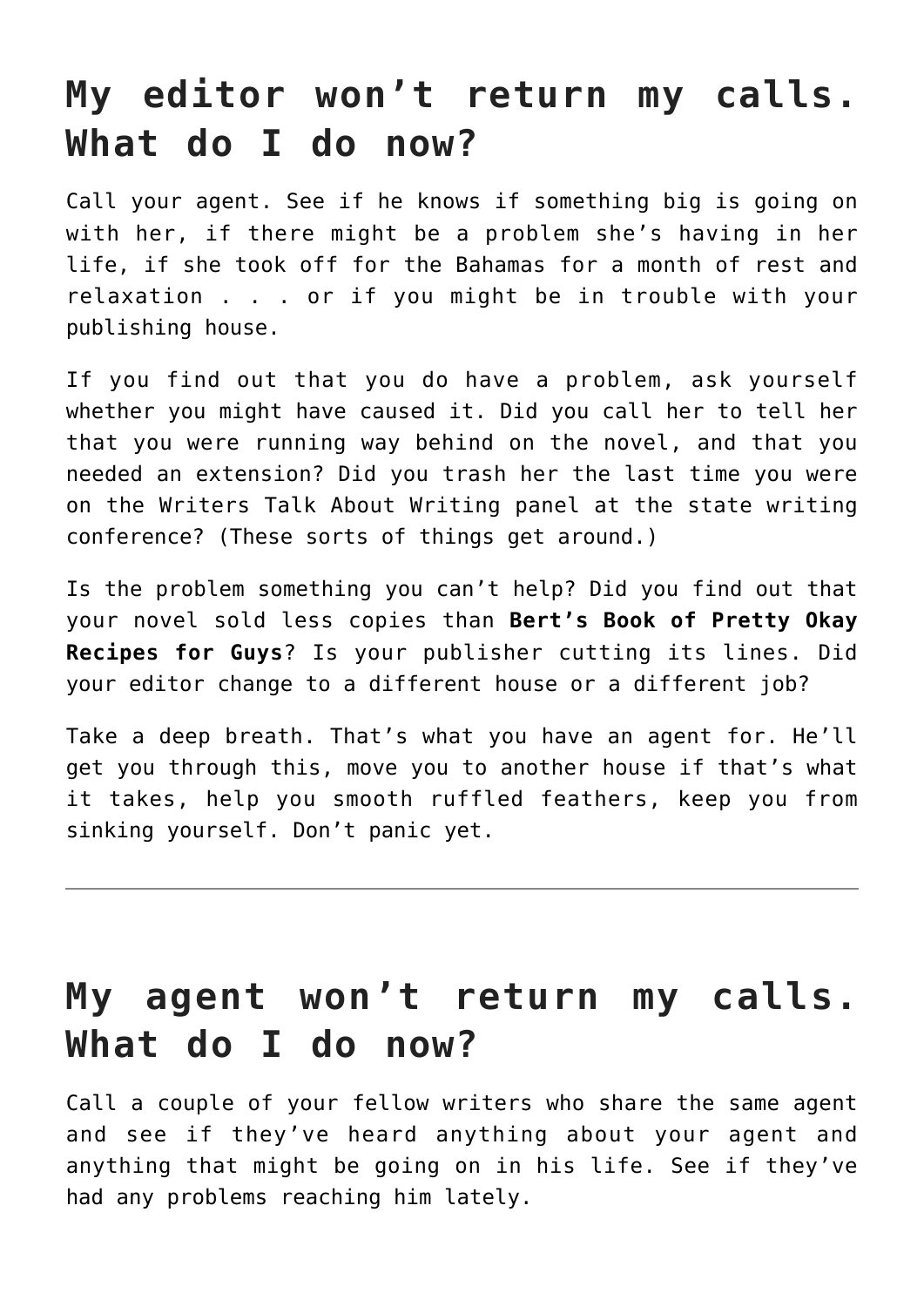## My editor won't return my calls. What do I do now?

Call your agent. See if he knows if something big is going on with her, if there might be a problem she's having in her life, if she took off for the Bahamas for a month of rest and relaxation . . . or if you might be in trouble with your publishing house.

If you find out that you do have a problem, ask yourself whether you might have caused it. Did you call her to tell her that you were running way behind on the novel, and that you needed an extension? Did you trash her the last time you were on the Writers Talk About Writing panel at the state writing conference? (These sorts of things get around.)

Is the problem something you can't help? Did you find out that your novel sold less copies than **Bert's Book of Pretty Okay Recipes for Guys**? Is your publisher cutting its lines. Did your editor change to a different house or a different job?

Take a deep breath. That's what you have an agent for. He'll get you through this, move you to another house if that's what it takes, help you smooth ruffled feathers, keep you from sinking yourself. Don't panic yet.

---

## My agent won't return my calls. What do I do now?

Call a couple of your fellow writers who share the same agent and see if they've heard anything about your agent and anything that might be going on in his life. See if they've had any problems reaching him lately.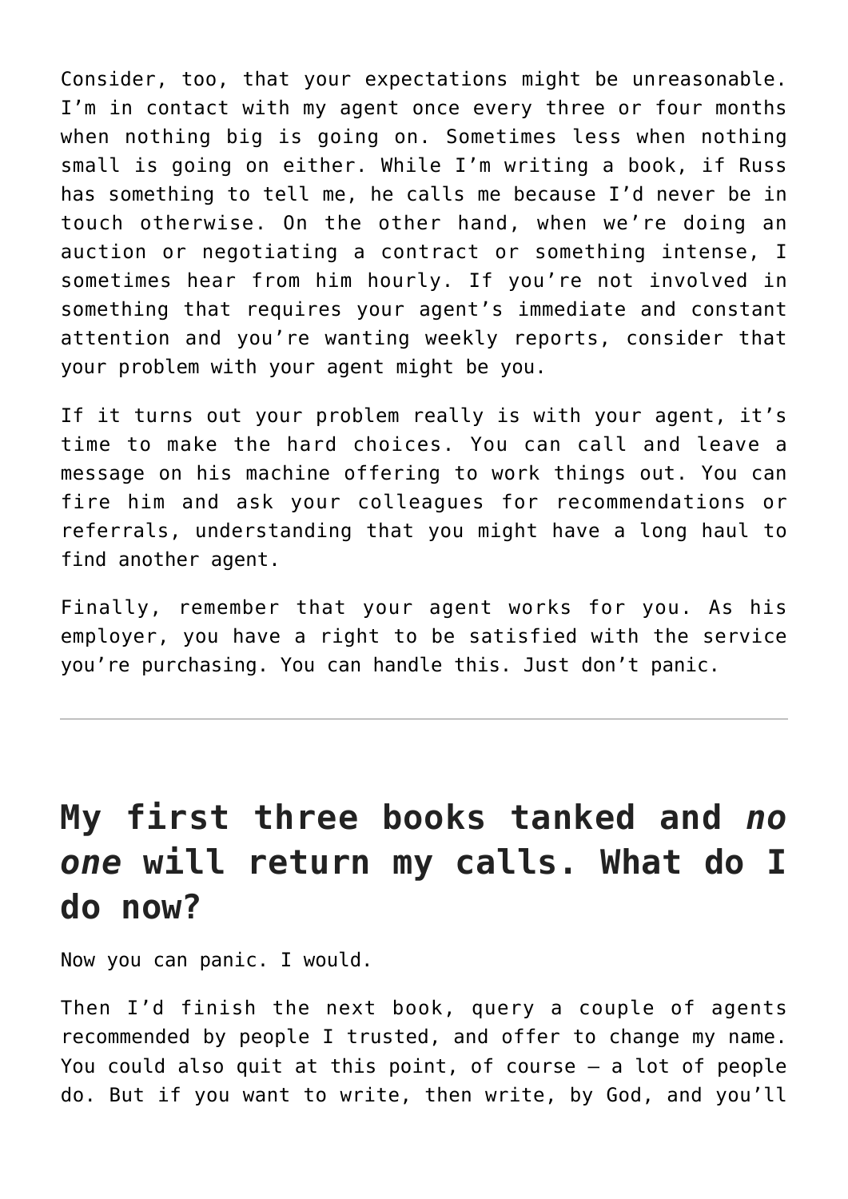Consider, too, that your expectations might be unreasonable. I'm in contact with my agent once every three or four months when nothing big is going on. Sometimes less when nothing small is going on either. While I'm writing a book, if Russ has something to tell me, he calls me because I'd never be in touch otherwise. On the other hand, when we're doing an auction or negotiating a contract or something intense, I sometimes hear from him hourly. If you're not involved in something that requires your agent's immediate and constant attention and you're wanting weekly reports, consider that your problem with your agent might be you.

If it turns out your problem really is with your agent, it's time to make the hard choices. You can call and leave a message on his machine offering to work things out. You can fire him and ask your colleagues for recommendations or referrals, understanding that you might have a long haul to find another agent.

Finally, remember that your agent works for you. As his employer, you have a right to be satisfied with the service you're purchasing. You can handle this. Just don't panic.

---

## My first three books tanked and *no one* will return my calls. What do I do now?

Now you can panic. I would.

Then I'd finish the next book, query a couple of agents recommended by people I trusted, and offer to change my name. You could also quit at this point, of course — a lot of people do. But if you want to write, then write, by God, and you'll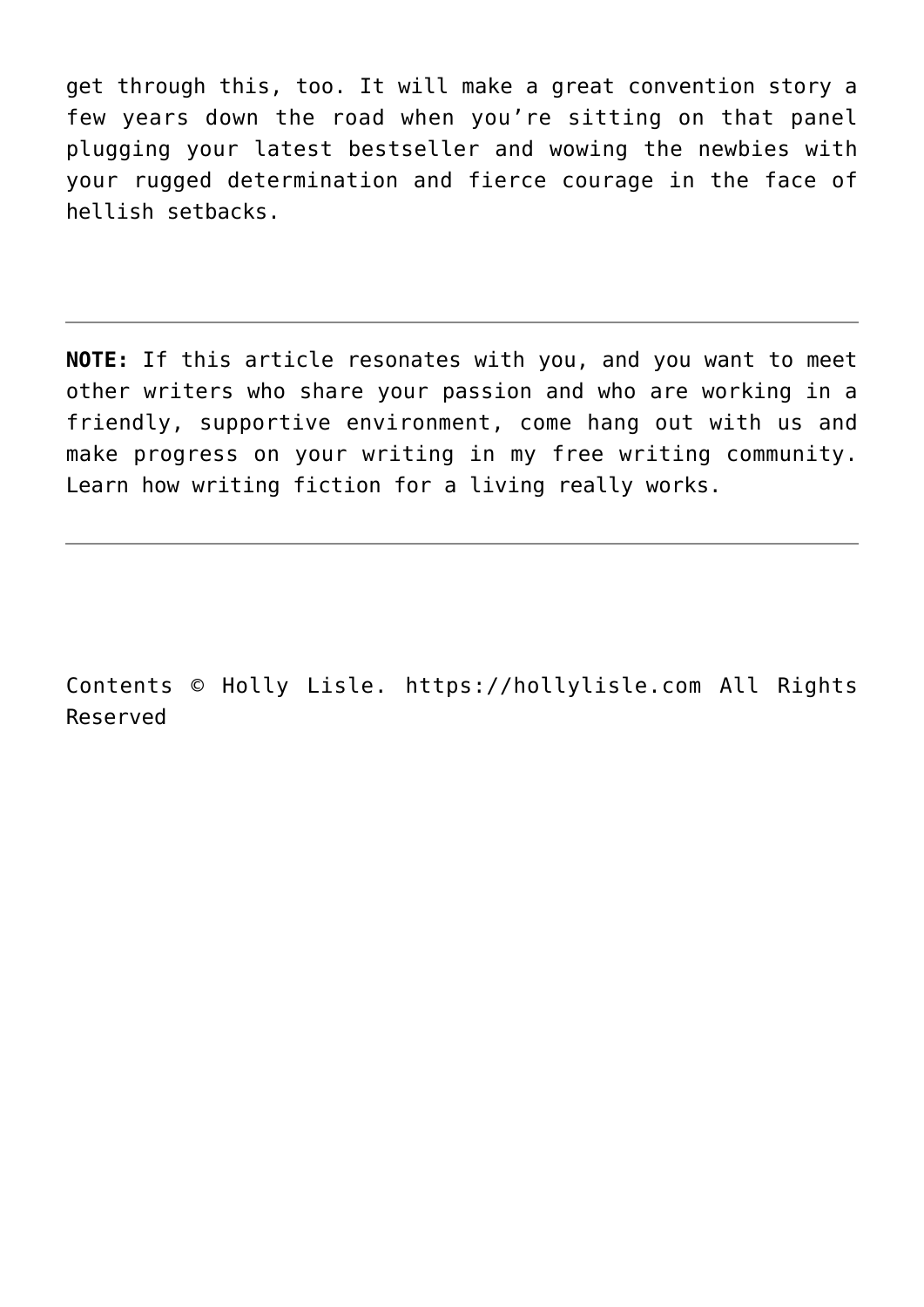get through this, too. It will make a great convention story a few years down the road when you're sitting on that panel plugging your latest bestseller and wowing the newbies with your rugged determination and fierce courage in the face of hellish setbacks.

---

**NOTE:** If this article resonates with you, and you want to meet other writers who share your passion and who are working in a friendly, supportive environment, come hang out with us and make progress on your writing in my free writing community. Learn how writing fiction for a living really works.

---

Contents © Holly Lisle. https://hollylisle.com All Rights Reserved